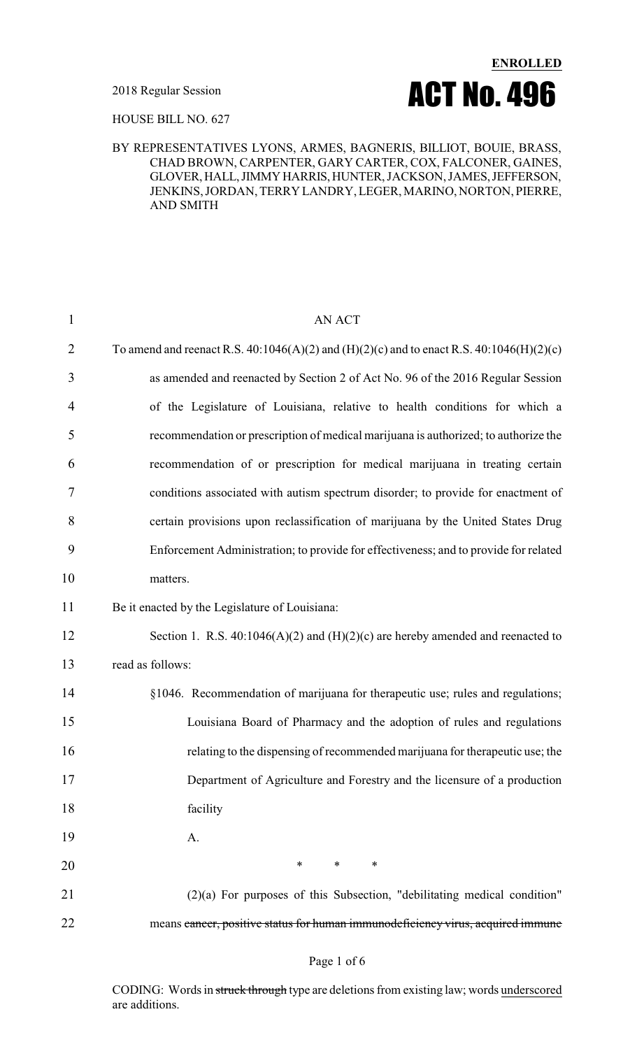**ENROLLED**

2018 Regular Session

# ACT No. 496

HOUSE BILL NO. 627

BY REPRESENTATIVES LYONS, ARMES, BAGNERIS, BILLIOT, BOUIE, BRASS, CHAD BROWN, CARPENTER, GARY CARTER, COX, FALCONER, GAINES, GLOVER, HALL, JIMMY HARRIS, HUNTER, JACKSON, JAMES, JEFFERSON, JENKINS, JORDAN, TERRY LANDRY, LEGER, MARINO, NORTON, PIERRE, AND SMITH

AN ACT

To amend and reenact R.S. 40:1046(A)(2) and (H)(2)(c) and to enact R.S. 40:1046(H)(2)(c) as amended and reenacted by Section 2 of Act No. 96 of the 2016 Regular Session of the Legislature of Louisiana, relative to health conditions for which a recommendation or prescription of medical marijuana is authorized; to authorize the recommendation of or prescription for medical marijuana in treating certain conditions associated with autism spectrum disorder; to provide for enactment of certain provisions upon reclassification of marijuana by the United States Drug Enforcement Administration; to provide for effectiveness; and to provide for related matters.

Be it enacted by the Legislature of Louisiana:

Section 1. R.S. 40:1046(A)(2) and (H)(2)(c) are hereby amended and reenacted to read as follows:

§1046. Recommendation of marijuana for therapeutic use; rules and regulations; Louisiana Board of Pharmacy and the adoption of rules and regulations relating to the dispensing of recommended marijuana for therapeutic use; the Department of Agriculture and Forestry and the licensure of a production facility

A.

\* \* \*

(2)(a) For purposes of this Subsection, "debilitating medical condition" means ~~cancer, positive status for human immunodeficiency virus, acquired immune~~

CODING: Words in ~~struck through~~ type are deletions from existing law; words <u>underscored</u> are additions.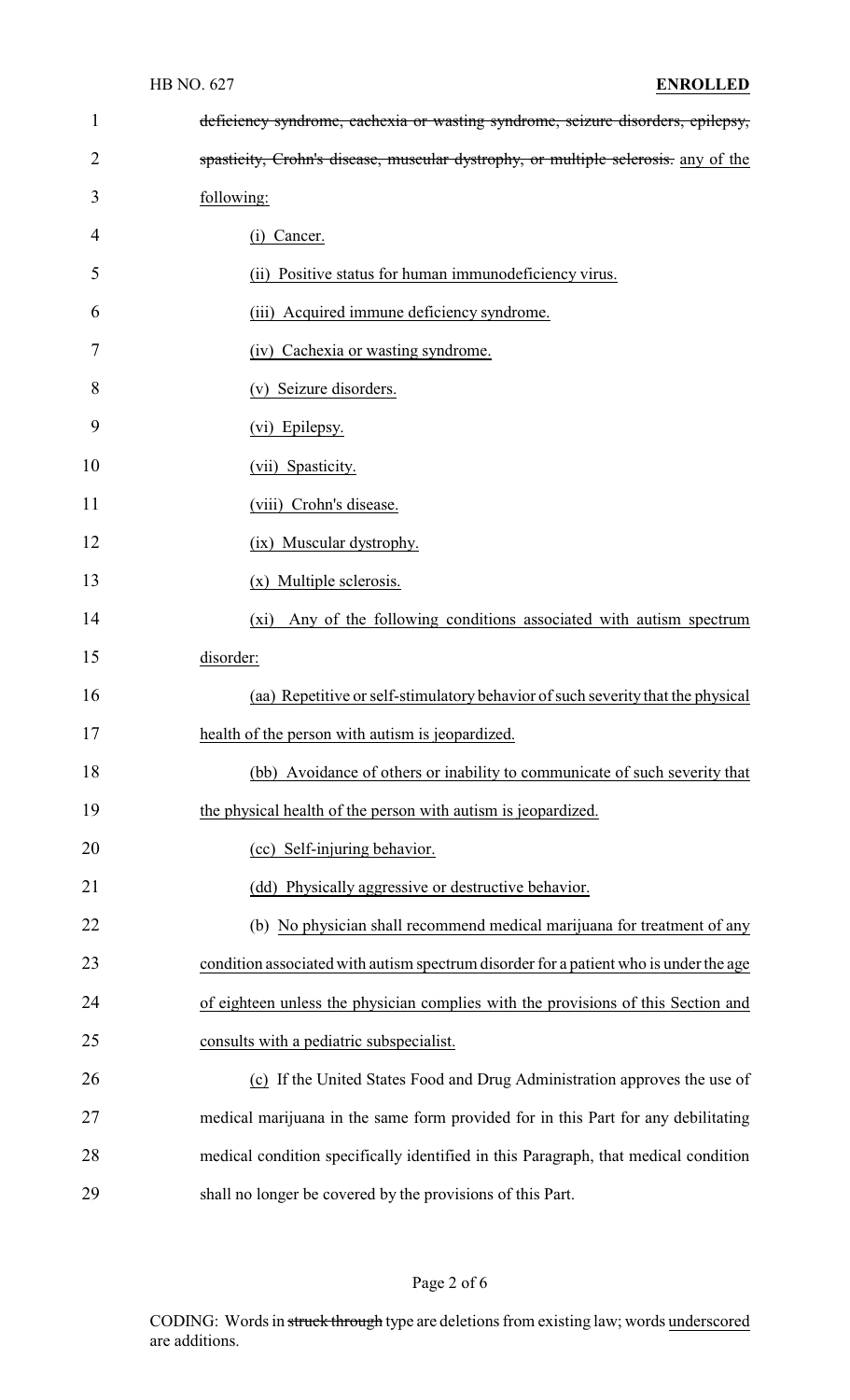~~deficiency syndrome, cachexia or wasting syndrome, seizure disorders, epilepsy, spasticity, Crohn's disease, muscular dystrophy, or multiple sclerosis.~~ any of the following:

(i) Cancer.

(ii) Positive status for human immunodeficiency virus.

(iii) Acquired immune deficiency syndrome.

(iv) Cachexia or wasting syndrome.

(v) Seizure disorders.

(vi) Epilepsy.

(vii) Spasticity.

(viii) Crohn's disease.

(ix) Muscular dystrophy.

(x) Multiple sclerosis.

(xi) Any of the following conditions associated with autism spectrum disorder:

(aa) Repetitive or self-stimulatory behavior of such severity that the physical health of the person with autism is jeopardized.

(bb) Avoidance of others or inability to communicate of such severity that the physical health of the person with autism is jeopardized.

(cc) Self-injuring behavior.

(dd) Physically aggressive or destructive behavior.

(b) No physician shall recommend medical marijuana for treatment of any condition associated with autism spectrum disorder for a patient who is under the age of eighteen unless the physician complies with the provisions of this Section and consults with a pediatric subspecialist.

(c) If the United States Food and Drug Administration approves the use of medical marijuana in the same form provided for in this Part for any debilitating medical condition specifically identified in this Paragraph, that medical condition shall no longer be covered by the provisions of this Part.

CODING: Words in ~~struck through~~ type are deletions from existing law; words underscored are additions.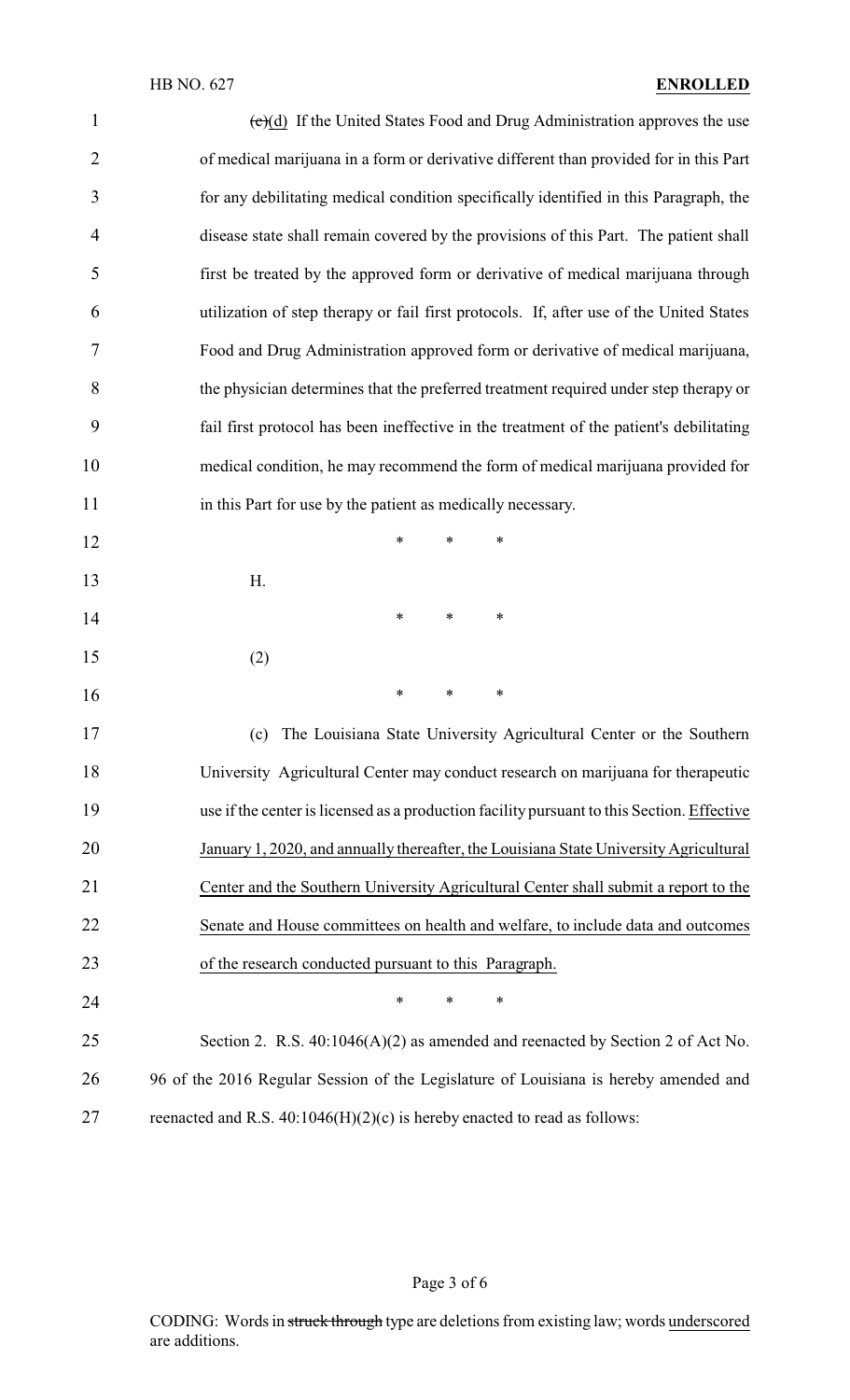~~(c)~~(d) If the United States Food and Drug Administration approves the use of medical marijuana in a form or derivative different than provided for in this Part for any debilitating medical condition specifically identified in this Paragraph, the disease state shall remain covered by the provisions of this Part. The patient shall first be treated by the approved form or derivative of medical marijuana through utilization of step therapy or fail first protocols. If, after use of the United States Food and Drug Administration approved form or derivative of medical marijuana, the physician determines that the preferred treatment required under step therapy or fail first protocol has been ineffective in the treatment of the patient's debilitating medical condition, he may recommend the form of medical marijuana provided for in this Part for use by the patient as medically necessary.

\* \* \*

H.

\* \* \*

(2)

\* \* \*

(c) The Louisiana State University Agricultural Center or the Southern University Agricultural Center may conduct research on marijuana for therapeutic use if the center is licensed as a production facility pursuant to this Section. <u>Effective January 1, 2020, and annually thereafter, the Louisiana State University Agricultural Center and the Southern University Agricultural Center shall submit a report to the Senate and House committees on health and welfare, to include data and outcomes of the research conducted pursuant to this Paragraph.</u>

\* \* \*

Section 2. R.S. 40:1046(A)(2) as amended and reenacted by Section 2 of Act No. 96 of the 2016 Regular Session of the Legislature of Louisiana is hereby amended and reenacted and R.S. 40:1046(H)(2)(c) is hereby enacted to read as follows: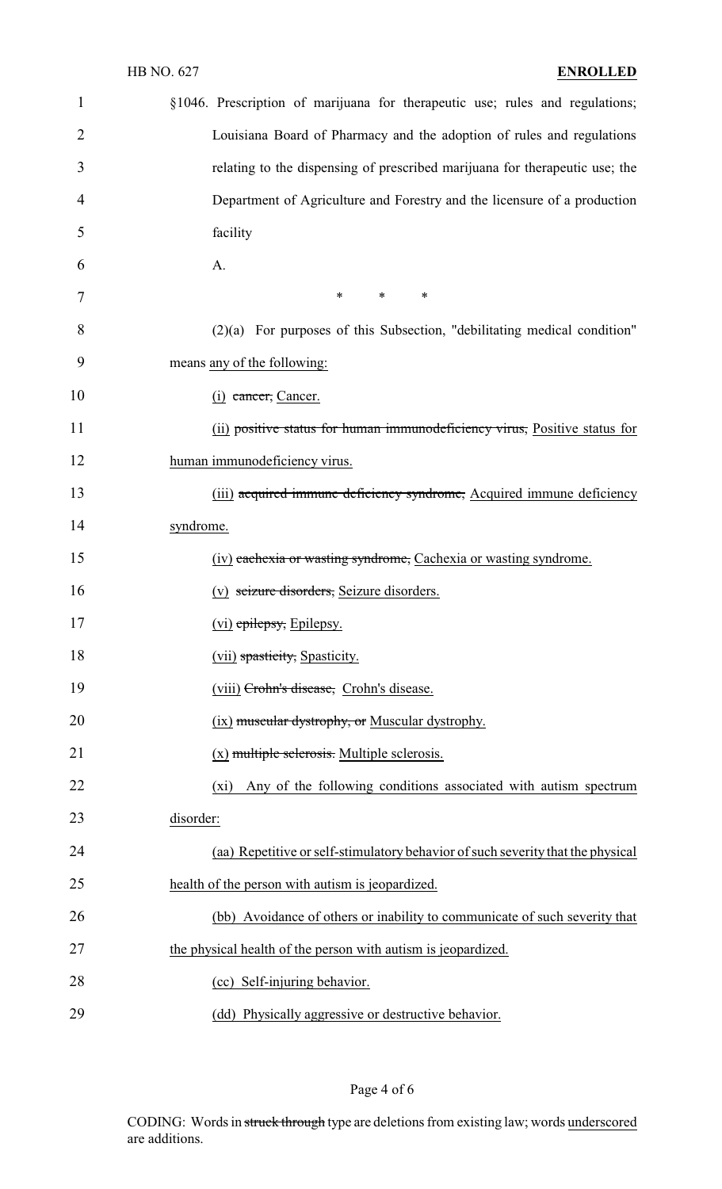§1046. Prescription of marijuana for therapeutic use; rules and regulations; Louisiana Board of Pharmacy and the adoption of rules and regulations relating to the dispensing of prescribed marijuana for therapeutic use; the Department of Agriculture and Forestry and the licensure of a production facility

A.

\* \* \*

(2)(a) For purposes of this Subsection, "debilitating medical condition" means any of the following:

(i) ~~cancer,~~ Cancer.

(ii) ~~positive status for human immunodeficiency virus,~~ Positive status for human immunodeficiency virus.

(iii) ~~acquired immune deficiency syndrome,~~ Acquired immune deficiency syndrome.

(iv) ~~cachexia or wasting syndrome,~~ Cachexia or wasting syndrome.

(v) ~~seizure disorders,~~ Seizure disorders.

(vi) ~~epilepsy,~~ Epilepsy.

(vii) ~~spasticity,~~ Spasticity.

(viii) ~~Crohn's disease,~~ Crohn's disease.

(ix) ~~muscular dystrophy, or~~ Muscular dystrophy.

(x) ~~multiple sclerosis.~~ Multiple sclerosis.

(xi) Any of the following conditions associated with autism spectrum disorder:

(aa) Repetitive or self-stimulatory behavior of such severity that the physical health of the person with autism is jeopardized.

(bb) Avoidance of others or inability to communicate of such severity that the physical health of the person with autism is jeopardized.

(cc) Self-injuring behavior.

(dd) Physically aggressive or destructive behavior.

CODING: Words in ~~struck through~~ type are deletions from existing law; words underscored are additions.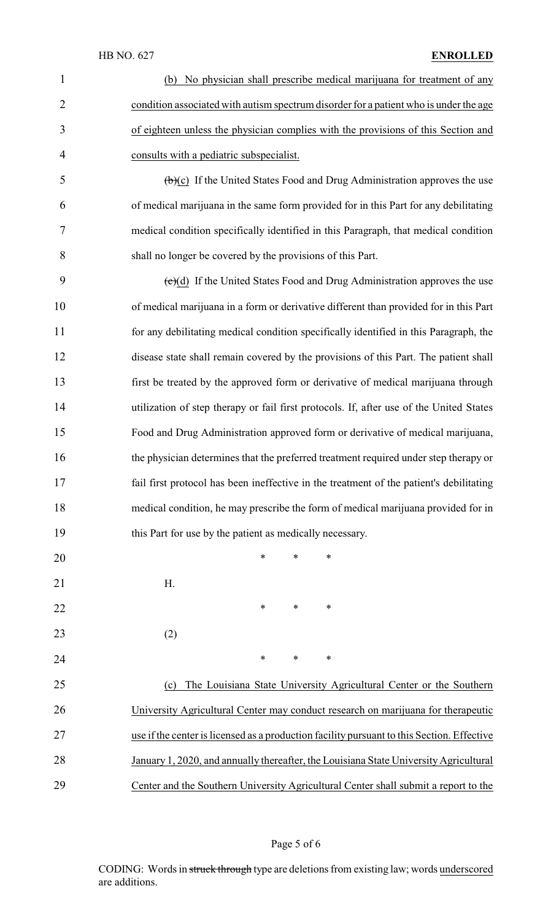(b) No physician shall prescribe medical marijuana for treatment of any condition associated with autism spectrum disorder for a patient who is under the age of eighteen unless the physician complies with the provisions of this Section and consults with a pediatric subspecialist.

~~(b)~~(c) If the United States Food and Drug Administration approves the use of medical marijuana in the same form provided for in this Part for any debilitating medical condition specifically identified in this Paragraph, that medical condition shall no longer be covered by the provisions of this Part.

~~(c)~~(d) If the United States Food and Drug Administration approves the use of medical marijuana in a form or derivative different than provided for in this Part for any debilitating medical condition specifically identified in this Paragraph, the disease state shall remain covered by the provisions of this Part. The patient shall first be treated by the approved form or derivative of medical marijuana through utilization of step therapy or fail first protocols. If, after use of the United States Food and Drug Administration approved form or derivative of medical marijuana, the physician determines that the preferred treatment required under step therapy or fail first protocol has been ineffective in the treatment of the patient's debilitating medical condition, he may prescribe the form of medical marijuana provided for in this Part for use by the patient as medically necessary.

\* \* \*

H.

\* \* \*

(2)

\* \* \*

(c) The Louisiana State University Agricultural Center or the Southern University Agricultural Center may conduct research on marijuana for therapeutic use if the center is licensed as a production facility pursuant to this Section. Effective January 1, 2020, and annually thereafter, the Louisiana State University Agricultural Center and the Southern University Agricultural Center shall submit a report to the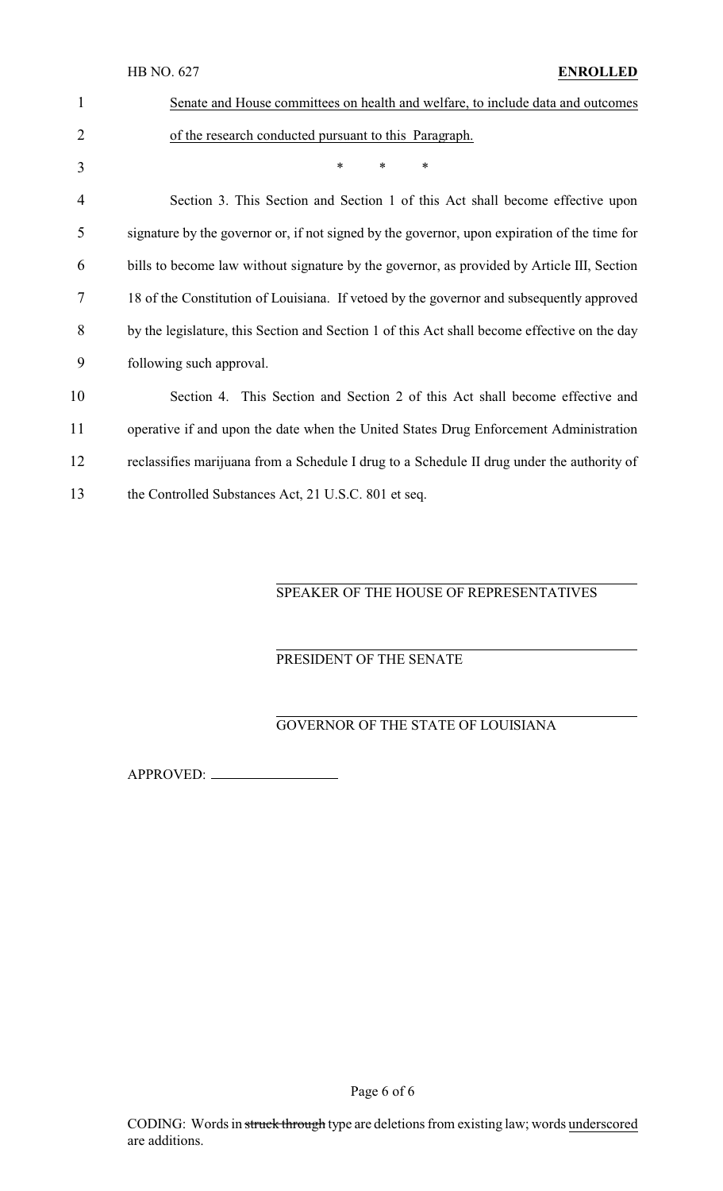Senate and House committees on health and welfare, to include data and outcomes of the research conducted pursuant to this Paragraph.

\* \* \*

Section 3. This Section and Section 1 of this Act shall become effective upon signature by the governor or, if not signed by the governor, upon expiration of the time for bills to become law without signature by the governor, as provided by Article III, Section 18 of the Constitution of Louisiana. If vetoed by the governor and subsequently approved by the legislature, this Section and Section 1 of this Act shall become effective on the day following such approval.

Section 4. This Section and Section 2 of this Act shall become effective and operative if and upon the date when the United States Drug Enforcement Administration reclassifies marijuana from a Schedule I drug to a Schedule II drug under the authority of the Controlled Substances Act, 21 U.S.C. 801 et seq.

SPEAKER OF THE HOUSE OF REPRESENTATIVES

PRESIDENT OF THE SENATE

GOVERNOR OF THE STATE OF LOUISIANA

APPROVED: ____________________

CODING: Words in ~~struck through~~ type are deletions from existing law; words underscored are additions.